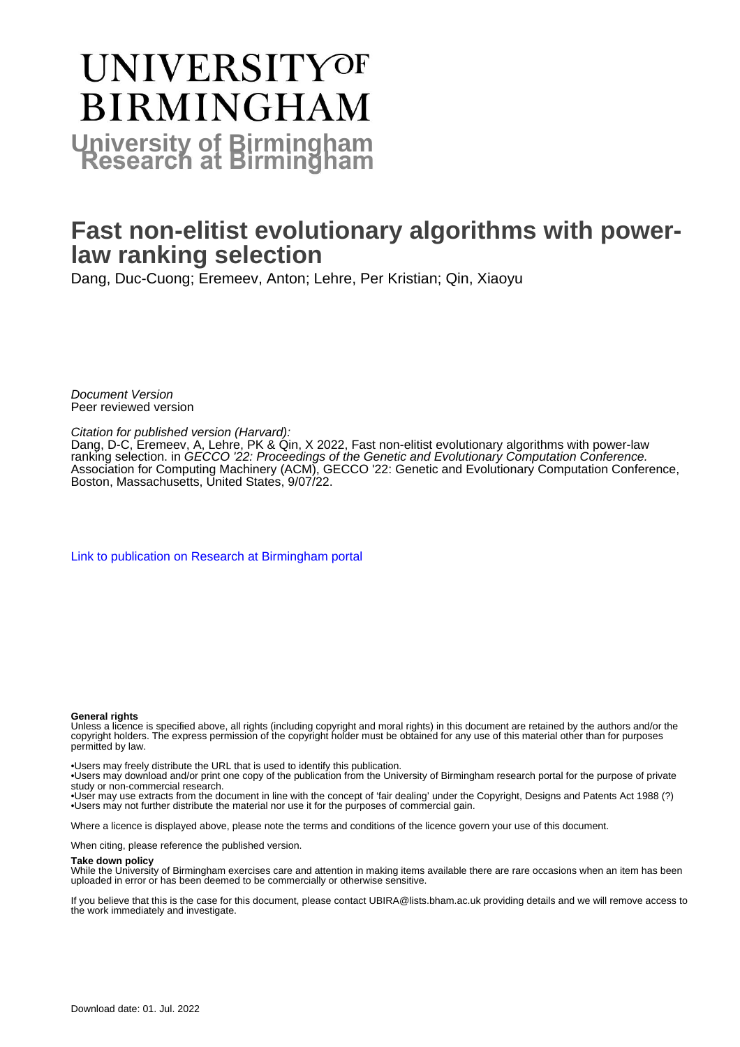# UNIVERSITY OF BIRMINGHAM

## University of Birmingham Research at Birmingham

# Fast non-elitist evolutionary algorithms with power-law ranking selection

Dang, Duc-Cuong; Eremeev, Anton; Lehre, Per Kristian; Qin, Xiaoyu

*Document Version*
Peer reviewed version

*Citation for published version (Harvard):*
Dang, D-C, Eremeev, A, Lehre, PK & Qin, X 2022, Fast non-elitist evolutionary algorithms with power-law ranking selection. in *GECCO '22: Proceedings of the Genetic and Evolutionary Computation Conference.* Association for Computing Machinery (ACM), GECCO '22: Genetic and Evolutionary Computation Conference, Boston, Massachusetts, United States, 9/07/22.

Link to publication on Research at Birmingham portal

**General rights**

Unless a licence is specified above, all rights (including copyright and moral rights) in this document are retained by the authors and/or the copyright holders. The express permission of the copyright holder must be obtained for any use of this material other than for purposes permitted by law.

•Users may freely distribute the URL that is used to identify this publication.
•Users may download and/or print one copy of the publication from the University of Birmingham research portal for the purpose of private study or non-commercial research.
•User may use extracts from the document in line with the concept of 'fair dealing' under the Copyright, Designs and Patents Act 1988 (?)
•Users may not further distribute the material nor use it for the purposes of commercial gain.

Where a licence is displayed above, please note the terms and conditions of the licence govern your use of this document.

When citing, please reference the published version.

**Take down policy**

While the University of Birmingham exercises care and attention in making items available there are rare occasions when an item has been uploaded in error or has been deemed to be commercially or otherwise sensitive.

If you believe that this is the case for this document, please contact UBIRA@lists.bham.ac.uk providing details and we will remove access to the work immediately and investigate.

Download date: 01. Jul. 2022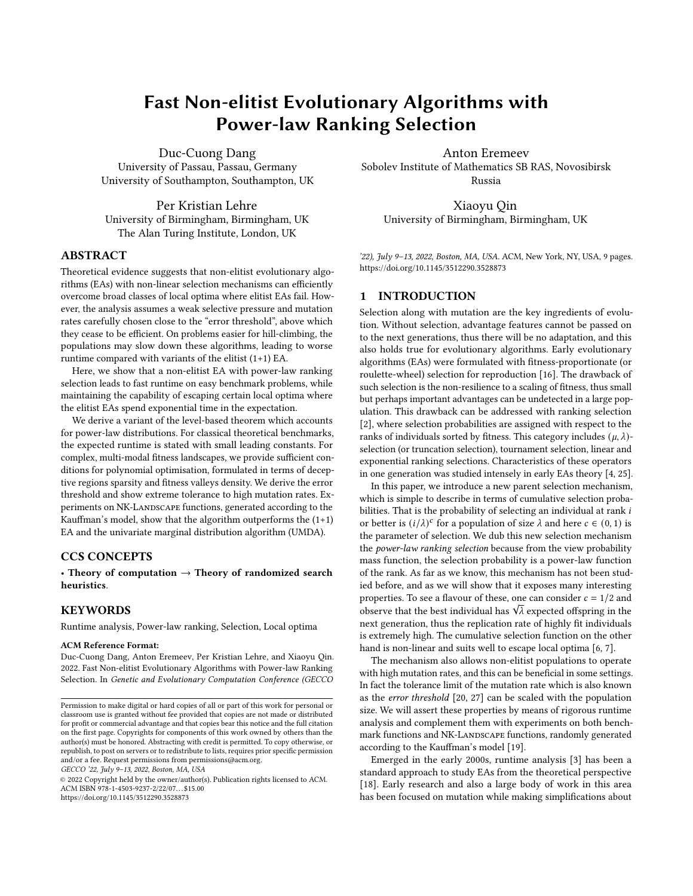# Fast Non-elitist Evolutionary Algorithms with Power-law Ranking Selection

Duc-Cuong Dang
University of Passau, Passau, Germany
University of Southampton, Southampton, UK

Anton Eremeev
Sobolev Institute of Mathematics SB RAS, Novosibirsk
Russia

Per Kristian Lehre
University of Birmingham, Birmingham, UK
The Alan Turing Institute, London, UK

Xiaoyu Qin
University of Birmingham, Birmingham, UK

## ABSTRACT

Theoretical evidence suggests that non-elitist evolutionary algorithms (EAs) with non-linear selection mechanisms can efficiently overcome broad classes of local optima where elitist EAs fail. However, the analysis assumes a weak selective pressure and mutation rates carefully chosen close to the "error threshold", above which they cease to be efficient. On problems easier for hill-climbing, the populations may slow down these algorithms, leading to worse runtime compared with variants of the elitist (1+1) EA.

Here, we show that a non-elitist EA with power-law ranking selection leads to fast runtime on easy benchmark problems, while maintaining the capability of escaping certain local optima where the elitist EAs spend exponential time in the expectation.

We derive a variant of the level-based theorem which accounts for power-law distributions. For classical theoretical benchmarks, the expected runtime is stated with small leading constants. For complex, multi-modal fitness landscapes, we provide sufficient conditions for polynomial optimisation, formulated in terms of deceptive regions sparsity and fitness valleys density. We derive the error threshold and show extreme tolerance to high mutation rates. Experiments on NK-Landscape functions, generated according to the Kauffman's model, show that the algorithm outperforms the (1+1) EA and the univariate marginal distribution algorithm (UMDA).

## CCS CONCEPTS

• **Theory of computation → Theory of randomized search heuristics**.

## KEYWORDS

Runtime analysis, Power-law ranking, Selection, Local optima

**ACM Reference Format:**
Duc-Cuong Dang, Anton Eremeev, Per Kristian Lehre, and Xiaoyu Qin. 2022. Fast Non-elitist Evolutionary Algorithms with Power-law Ranking Selection. In *Genetic and Evolutionary Computation Conference (GECCO '22), July 9–13, 2022, Boston, MA, USA.* ACM, New York, NY, USA, 9 pages. https://doi.org/10.1145/3512290.3528873

Permission to make digital or hard copies of all or part of this work for personal or classroom use is granted without fee provided that copies are not made or distributed for profit or commercial advantage and that copies bear this notice and the full citation on the first page. Copyrights for components of this work owned by others than the author(s) must be honored. Abstracting with credit is permitted. To copy otherwise, or republish, to post on servers or to redistribute to lists, requires prior specific permission and/or a fee. Request permissions from permissions@acm.org.
*GECCO '22, July 9–13, 2022, Boston, MA, USA*
© 2022 Copyright held by the owner/author(s). Publication rights licensed to ACM.
ACM ISBN 978-1-4503-9237-2/22/07...$15.00
https://doi.org/10.1145/3512290.3528873

## 1 INTRODUCTION

Selection along with mutation are the key ingredients of evolution. Without selection, advantage features cannot be passed on to the next generations, thus there will be no adaptation, and this also holds true for evolutionary algorithms. Early evolutionary algorithms (EAs) were formulated with fitness-proportionate (or roulette-wheel) selection for reproduction [16]. The drawback of such selection is the non-resilience to a scaling of fitness, thus small but perhaps important advantages can be undetected in a large population. This drawback can be addressed with ranking selection [2], where selection probabilities are assigned with respect to the ranks of individuals sorted by fitness. This category includes $(\mu, \lambda)$-selection (or truncation selection), tournament selection, linear and exponential ranking selections. Characteristics of these operators in one generation was studied intensely in early EAs theory [4, 25].

In this paper, we introduce a new parent selection mechanism, which is simple to describe in terms of cumulative selection probabilities. That is the probability of selecting an individual at rank $i$ or better is $(i/\lambda)^c$ for a population of size $\lambda$ and here $c \in (0, 1)$ is the parameter of selection. We dub this new selection mechanism the *power-law ranking selection* because from the view probability mass function, the selection probability is a power-law function of the rank. As far as we know, this mechanism has not been studied before, and as we will show that it exposes many interesting properties. To see a flavour of these, one can consider $c = 1/2$ and observe that the best individual has $\sqrt{\lambda}$ expected offspring in the next generation, thus the replication rate of highly fit individuals is extremely high. The cumulative selection function on the other hand is non-linear and suits well to escape local optima [6, 7].

The mechanism also allows non-elitist populations to operate with high mutation rates, and this can be beneficial in some settings. In fact the tolerance limit of the mutation rate which is also known as the *error threshold* [20, 27] can be scaled with the population size. We will assert these properties by means of rigorous runtime analysis and complement them with experiments on both benchmark functions and NK-Landscape functions, randomly generated according to the Kauffman's model [19].

Emerged in the early 2000s, runtime analysis [3] has been a standard approach to study EAs from the theoretical perspective [18]. Early research and also a large body of work in this area has been focused on mutation while making simplifications about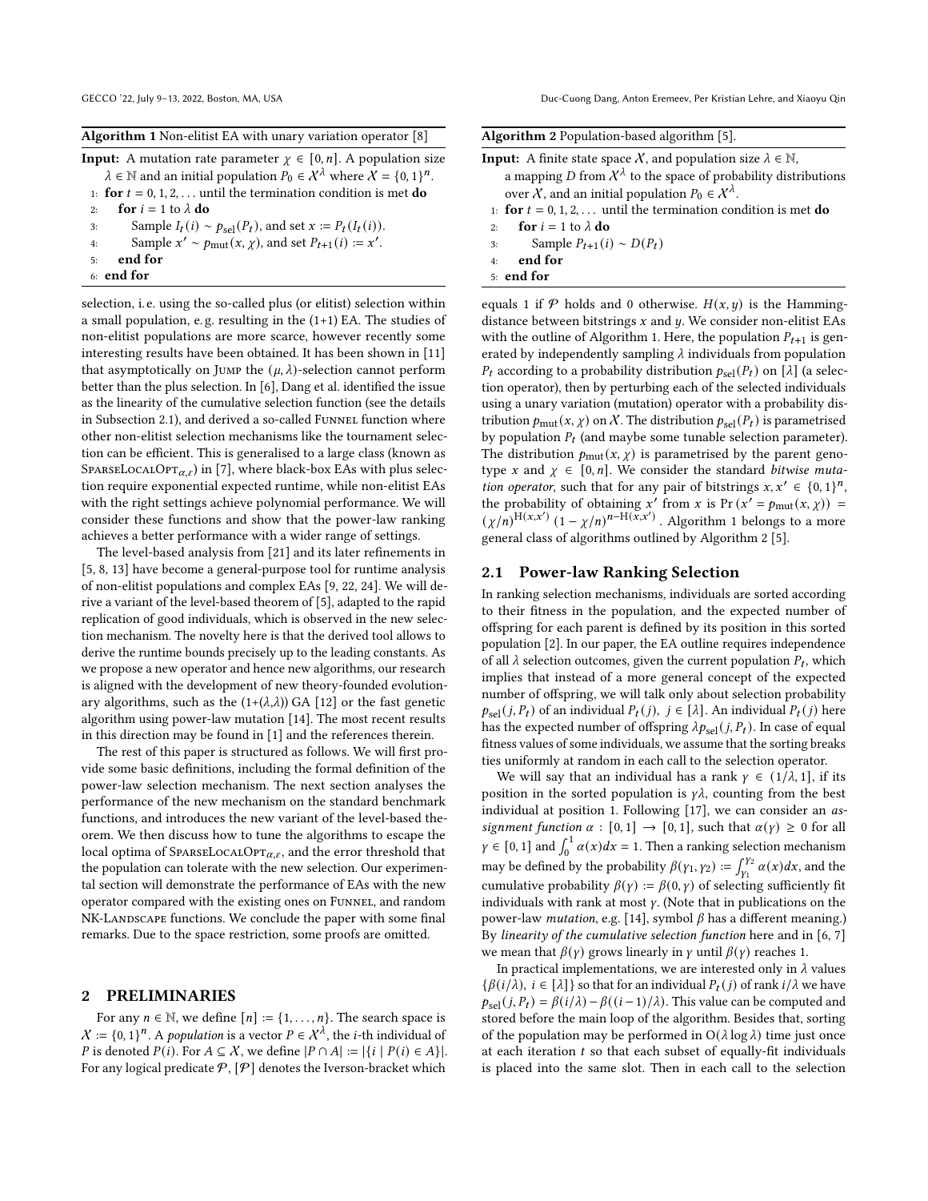**Algorithm 1** Non-elitist EA with unary variation operator [8]

**Input:** A mutation rate parameter $\chi \in [0, n]$. A population size $\lambda \in \mathbb{N}$ and an initial population $P_0 \in \mathcal{X}^\lambda$ where $\mathcal{X} = \{0,1\}^n$.

1: **for** $t = 0, 1, 2, \ldots$ until the termination condition is met **do**
2: &nbsp;&nbsp;&nbsp;&nbsp;**for** $i = 1$ to $\lambda$ **do**
3: &nbsp;&nbsp;&nbsp;&nbsp;&nbsp;&nbsp;&nbsp;&nbsp;Sample $I_t(i) \sim p_{\text{sel}}(P_t)$, and set $x := P_t(I_t(i))$.
4: &nbsp;&nbsp;&nbsp;&nbsp;&nbsp;&nbsp;&nbsp;&nbsp;Sample $x' \sim p_{\text{mut}}(x, \chi)$, and set $P_{t+1}(i) := x'$.
5: &nbsp;&nbsp;&nbsp;&nbsp;**end for**
6: **end for**

selection, i. e. using the so-called plus (or elitist) selection within a small population, e. g. resulting in the (1+1) EA. The studies of non-elitist populations are more scarce, however recently some interesting results have been obtained. It has been shown in [11] that asymptotically on Jump the $(\mu, \lambda)$-selection cannot perform better than the plus selection. In [6], Dang et al. identified the issue as the linearity of the cumulative selection function (see the details in Subsection 2.1), and derived a so-called Funnel function where other non-elitist selection mechanisms like the tournament selection can be efficient. This is generalised to a large class (known as $\text{SparseLocalOpt}_{\alpha,\varepsilon}$) in [7], where black-box EAs with plus selection require exponential expected runtime, while non-elitist EAs with the right settings achieve polynomial performance. We will consider these functions and show that the power-law ranking achieves a better performance with a wider range of settings.

The level-based analysis from [21] and its later refinements in [5, 8, 13] have become a general-purpose tool for runtime analysis of non-elitist populations and complex EAs [9, 22, 24]. We will derive a variant of the level-based theorem of [5], adapted to the rapid replication of good individuals, which is observed in the new selection mechanism. The novelty here is that the derived tool allows to derive the runtime bounds precisely up to the leading constants. As we propose a new operator and hence new algorithms, our research is aligned with the development of new theory-founded evolutionary algorithms, such as the $(1+(\lambda,\lambda))$ GA [12] or the fast genetic algorithm using power-law mutation [14]. The most recent results in this direction may be found in [1] and the references therein.

The rest of this paper is structured as follows. We will first provide some basic definitions, including the formal definition of the power-law selection mechanism. The next section analyses the performance of the new mechanism on the standard benchmark functions, and introduces the new variant of the level-based theorem. We then discuss how to tune the algorithms to escape the local optima of $\text{SparseLocalOpt}_{\alpha,\varepsilon}$, and the error threshold that the population can tolerate with the new selection. Our experimental section will demonstrate the performance of EAs with the new operator compared with the existing ones on Funnel, and random NK-Landscape functions. We conclude the paper with some final remarks. Due to the space restriction, some proofs are omitted.

## 2 PRELIMINARIES

For any $n \in \mathbb{N}$, we define $[n] := \{1, \ldots, n\}$. The search space is $\mathcal{X} := \{0,1\}^n$. A *population* is a vector $P \in \mathcal{X}^\lambda$, the $i$-th individual of $P$ is denoted $P(i)$. For $A \subseteq \mathcal{X}$, we define $|P \cap A| := |\{i \mid P(i) \in A\}|$. For any logical predicate $\mathcal{P}$, $[\mathcal{P}]$ denotes the Iverson-bracket which

**Algorithm 2** Population-based algorithm [5].

**Input:** A finite state space $\mathcal{X}$, and population size $\lambda \in \mathbb{N}$, a mapping $D$ from $\mathcal{X}^\lambda$ to the space of probability distributions over $\mathcal{X}$, and an initial population $P_0 \in \mathcal{X}^\lambda$.

1: **for** $t = 0, 1, 2, \ldots$ until the termination condition is met **do**
2: &nbsp;&nbsp;&nbsp;&nbsp;**for** $i = 1$ to $\lambda$ **do**
3: &nbsp;&nbsp;&nbsp;&nbsp;&nbsp;&nbsp;&nbsp;&nbsp;Sample $P_{t+1}(i) \sim D(P_t)$
4: &nbsp;&nbsp;&nbsp;&nbsp;**end for**
5: **end for**

equals 1 if $\mathcal{P}$ holds and 0 otherwise. $\text{H}(x, y)$ is the Hamming-distance between bitstrings $x$ and $y$. We consider non-elitist EAs with the outline of Algorithm 1. Here, the population $P_{t+1}$ is generated by independently sampling $\lambda$ individuals from population $P_t$ according to a probability distribution $p_{\text{sel}}(P_t)$ on $[\lambda]$ (a selection operator), then by perturbing each of the selected individuals using a unary variation (mutation) operator with a probability distribution $p_{\text{mut}}(x, \chi)$ on $\mathcal{X}$. The distribution $p_{\text{sel}}(P_t)$ is parametrised by population $P_t$ (and maybe some tunable selection parameter). The distribution $p_{\text{mut}}(x, \chi)$ is parametrised by the parent genotype $x$ and $\chi \in [0, n]$. We consider the standard *bitwise mutation operator*, such that for any pair of bitstrings $x, x' \in \{0,1\}^n$, the probability of obtaining $x'$ from $x$ is $\Pr(x' = p_{\text{mut}}(x, \chi)) = (\chi/n)^{\text{H}(x,x')}(1 - \chi/n)^{n - \text{H}(x,x')}$. Algorithm 1 belongs to a more general class of algorithms outlined by Algorithm 2 [5].

### 2.1 Power-law Ranking Selection

In ranking selection mechanisms, individuals are sorted according to their fitness in the population, and the expected number of offspring for each parent is defined by its position in this sorted population [2]. In our paper, the EA outline requires independence of all $\lambda$ selection outcomes, given the current population $P_t$, which implies that instead of a more general concept of the expected number of offspring, we will talk only about selection probability $p_{\text{sel}}(j, P_t)$ of an individual $P_t(j)$, $j \in [\lambda]$. An individual $P_t(j)$ here has the expected number of offspring $\lambda p_{\text{sel}}(j, P_t)$. In case of equal fitness values of some individuals, we assume that the sorting breaks ties uniformly at random in each call to the selection operator.

We will say that an individual has a rank $\gamma \in (1/\lambda, 1]$, if its position in the sorted population is $\gamma\lambda$, counting from the best individual at position 1. Following [17], we can consider an *assignment function* $\alpha : [0,1] \to [0,1]$, such that $\alpha(\gamma) \geq 0$ for all $\gamma \in [0,1]$ and $\int_0^1 \alpha(x)dx = 1$. Then a ranking selection mechanism may be defined by the probability $\beta(\gamma_1, \gamma_2) := \int_{\gamma_1}^{\gamma_2} \alpha(x)dx$, and the cumulative probability $\beta(\gamma) := \beta(0, \gamma)$ of selecting sufficiently fit individuals with rank at most $\gamma$. (Note that in publications on the power-law *mutation*, e.g. [14], symbol $\beta$ has a different meaning.) By *linearity of the cumulative selection function* here and in [6, 7] we mean that $\beta(\gamma)$ grows linearly in $\gamma$ until $\beta(\gamma)$ reaches 1.

In practical implementations, we are interested only in $\lambda$ values $\{\beta(i/\lambda),\ i \in [\lambda]\}$ so that for an individual $P_t(j)$ of rank $i/\lambda$ we have $p_{\text{sel}}(j, P_t) = \beta(i/\lambda) - \beta((i-1)/\lambda)$. This value can be computed and stored before the main loop of the algorithm. Besides that, sorting of the population may be performed in $O(\lambda \log \lambda)$ time just once at each iteration $t$ so that each subset of equally-fit individuals is placed into the same slot. Then in each call to the selection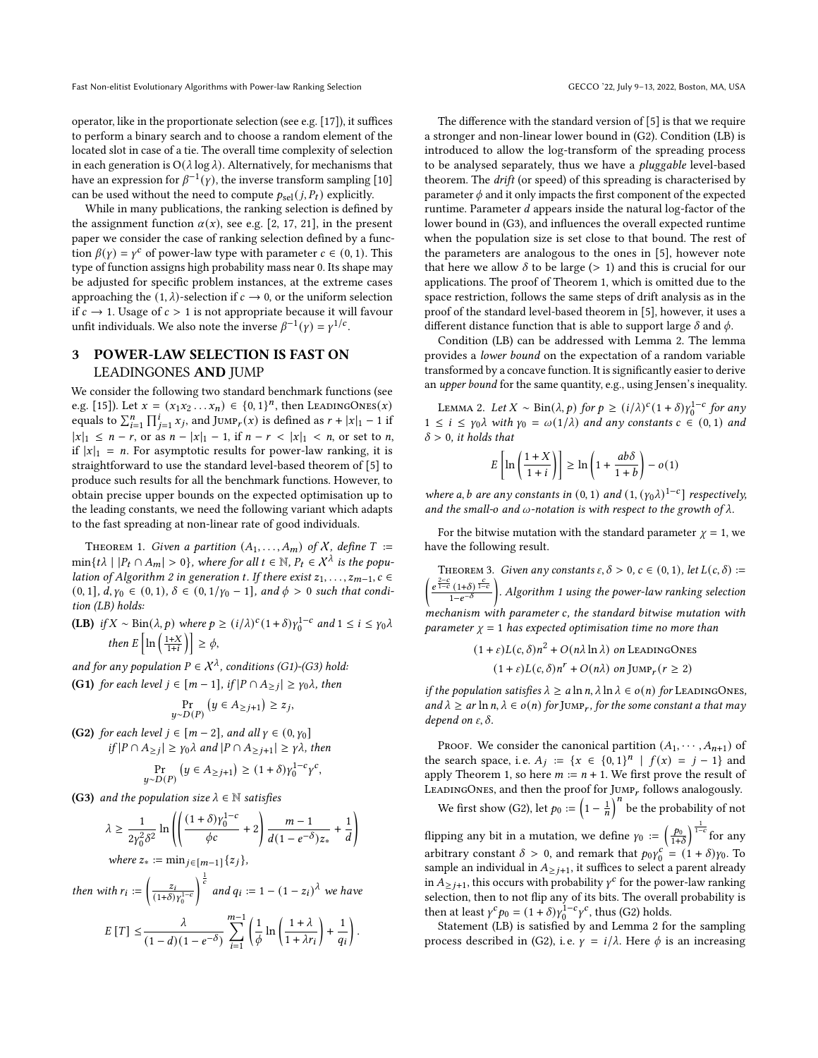operator, like in the proportionate selection (see e.g. [17]), it suffices to perform a binary search and to choose a random element of the located slot in case of a tie. The overall time complexity of selection in each generation is $O(\lambda \log \lambda)$. Alternatively, for mechanisms that have an expression for $\beta^{-1}(\gamma)$, the inverse transform sampling [10] can be used without the need to compute $p_{\text{sel}}(j, P_t)$ explicitly.

While in many publications, the ranking selection is defined by the assignment function $\alpha(x)$, see e.g. [2, 17, 21], in the present paper we consider the case of ranking selection defined by a function $\beta(\gamma) = \gamma^c$ of power-law type with parameter $c \in (0, 1)$. This type of function assigns high probability mass near 0. Its shape may be adjusted for specific problem instances, at the extreme cases approaching the $(1, \lambda)$-selection if $c \to 0$, or the uniform selection if $c \to 1$. Usage of $c > 1$ is not appropriate because it will favour unfit individuals. We also note the inverse $\beta^{-1}(\gamma) = \gamma^{1/c}$.

# 3 POWER-LAW SELECTION IS FAST ON LEADINGONES AND JUMP

We consider the following two standard benchmark functions (see e.g. [15]). Let $x = (x_1 x_2 \dots x_n) \in \{0, 1\}^n$, then $\text{LeadingOnes}(x)$ equals to $\sum_{i=1}^{n} \prod_{j=1}^{i} x_j$, and $\text{Jump}_r(x)$ is defined as $r + |x|_1 - 1$ if $|x|_1 \le n - r$, or as $n - |x|_1 - 1$, if $n - r < |x|_1 < n$, or set to $n$, if $|x|_1 = n$. For asymptotic results for power-law ranking, it is straightforward to use the standard level-based theorem of [5] to produce such results for all the benchmark functions. However, to obtain precise upper bounds on the expected optimisation up to the leading constants, we need the following variant which adapts to the fast spreading at non-linear rate of good individuals.

Theorem 1. *Given a partition $(A_1, \dots, A_m)$ of $\mathcal{X}$, define $T := \min\{t\lambda \mid |P_t \cap A_m| > 0\}$, where for all $t \in \mathbb{N}$, $P_t \in \mathcal{X}^\lambda$ is the population of Algorithm 2 in generation $t$. If there exist $z_1, \dots, z_{m-1}, c \in (0, 1]$, $d, \gamma_0 \in (0, 1)$, $\delta \in (0, 1/\gamma_0 - 1]$, and $\phi > 0$ such that condition (LB) holds:*

**(LB)** *if $X \sim \text{Bin}(\lambda, p)$ where $p \ge (i/\lambda)^c (1+\delta)\gamma_0^{1-c}$ and $1 \le i \le \gamma_0 \lambda$ then $E\left[\ln\left(\frac{1+X}{1+i}\right)\right] \ge \phi$,*

*and for any population $P \in \mathcal{X}^\lambda$, conditions (G1)-(G3) hold:*

**(G1)** *for each level $j \in [m-1]$, if $|P \cap A_{\ge j}| \ge \gamma_0 \lambda$, then*
$$\Pr_{y \sim D(P)}\left(y \in A_{\ge j+1}\right) \ge z_j,$$

**(G2)** *for each level $j \in [m-2]$, and all $\gamma \in (0, \gamma_0]$ if $|P \cap A_{\ge j}| \ge \gamma_0 \lambda$ and $|P \cap A_{\ge j+1}| \ge \gamma \lambda$, then*
$$\Pr_{y \sim D(P)}\left(y \in A_{\ge j+1}\right) \ge (1+\delta)\gamma_0^{1-c}\gamma^c,$$

**(G3)** *and the population size $\lambda \in \mathbb{N}$ satisfies*
$$\lambda \ge \frac{1}{2\gamma_0^2 \delta^2} \ln\left(\left(\frac{(1+\delta)\gamma_0^{1-c}}{\phi c} + 2\right) \frac{m-1}{d(1-e^{-\delta}) z_*} + \frac{1}{d}\right)$$
*where $z_* := \min_{j \in [m-1]}\{z_j\}$,*

*then with $r_i := \left(\frac{z_i}{(1+\delta)\gamma_0^{1-c}}\right)^{\frac{1}{c}}$ and $q_i := 1 - (1 - z_i)^\lambda$ we have*
$$E[T] \le \frac{\lambda}{(1-d)(1-e^{-\delta})} \sum_{i=1}^{m-1} \left(\frac{1}{\phi} \ln\left(\frac{1+\lambda}{1+\lambda r_i}\right) + \frac{1}{q_i}\right).$$

The difference with the standard version of [5] is that we require a stronger and non-linear lower bound in (G2). Condition (LB) is introduced to allow the log-transform of the spreading process to be analysed separately, thus we have a *pluggable* level-based theorem. The *drift* (or speed) of this spreading is characterised by parameter $\phi$ and it only impacts the first component of the expected runtime. Parameter $d$ appears inside the natural log-factor of the lower bound in (G3), and influences the overall expected runtime when the population size is set close to that bound. The rest of the parameters are analogous to the ones in [5], however note that here we allow $\delta$ to be large ($> 1$) and this is crucial for our applications. The proof of Theorem 1, which is omitted due to the space restriction, follows the same steps of drift analysis as in the proof of the standard level-based theorem in [5], however, it uses a different distance function that is able to support large $\delta$ and $\phi$.

Condition (LB) can be addressed with Lemma 2. The lemma provides a *lower bound* on the expectation of a random variable transformed by a concave function. It is significantly easier to derive an *upper bound* for the same quantity, e.g., using Jensen's inequality.

Lemma 2. *Let $X \sim \text{Bin}(\lambda, p)$ for $p \ge (i/\lambda)^c (1+\delta)\gamma_0^{1-c}$ for any $1 \le i \le \gamma_0 \lambda$ with $\gamma_0 = \omega(1/\lambda)$ and any constants $c \in (0, 1)$ and $\delta > 0$, it holds that*
$$E\left[\ln\left(\frac{1+X}{1+i}\right)\right] \ge \ln\left(1 + \frac{ab\delta}{1+b}\right) - o(1)$$
*where $a, b$ are any constants in $(0, 1)$ and $(1, (\gamma_0 \lambda)^{1-c}]$ respectively, and the small-o and $\omega$-notation is with respect to the growth of $\lambda$.*

For the bitwise mutation with the standard parameter $\chi = 1$, we have the following result.

Theorem 3. *Given any constants $\varepsilon, \delta > 0$, $c \in (0, 1)$, let $L(c, \delta) := \left(\frac{e^{\frac{2-c}{1-c}}(1+\delta)^{\frac{c}{1-c}}}{1-e^{-\delta}}\right)$. Algorithm 1 using the power-law ranking selection mechanism with parameter $c$, the standard bitwise mutation with parameter $\chi = 1$ has expected optimisation time no more than*
$$(1+\varepsilon)L(c,\delta)n^2 + O(n\lambda \ln \lambda) \text{ on LeadingOnes}$$
$$(1+\varepsilon)L(c,\delta)n^r + O(n\lambda) \text{ on Jump}_r\ (r \ge 2)$$
*if the population satisfies $\lambda \ge a \ln n$, $\lambda \ln \lambda \in o(n)$ for LeadingOnes, and $\lambda \ge ar \ln n$, $\lambda \in o(n)$ for $\text{Jump}_r$, for the some constant $a$ that may depend on $\varepsilon, \delta$.*

Proof. We consider the canonical partition $(A_1, \cdots, A_{n+1})$ of the search space, i.e. $A_j := \{x \in \{0, 1\}^n \mid f(x) = j - 1\}$ and apply Theorem 1, so here $m := n + 1$. We first prove the result of LeadingOnes, and then the proof for $\text{Jump}_r$ follows analogously.

We first show (G2), let $p_0 := \left(1 - \frac{1}{n}\right)^n$ be the probability of not flipping any bit in a mutation, we define $\gamma_0 := \left(\frac{p_0}{1+\delta}\right)^{\frac{1}{1-c}}$ for any arbitrary constant $\delta > 0$, and remark that $p_0 \gamma_0^c = (1+\delta)\gamma_0$. To sample an individual in $A_{\ge j+1}$, it suffices to select a parent already in $A_{\ge j+1}$, this occurs with probability $\gamma^c$ for the power-law ranking selection, then to not flip any of its bits. The overall probability is then at least $\gamma^c p_0 = (1+\delta)\gamma_0^{1-c}\gamma^c$, thus (G2) holds.

Statement (LB) is satisfied by and Lemma 2 for the sampling process described in (G2), i.e. $\gamma = i/\lambda$. Here $\phi$ is an increasing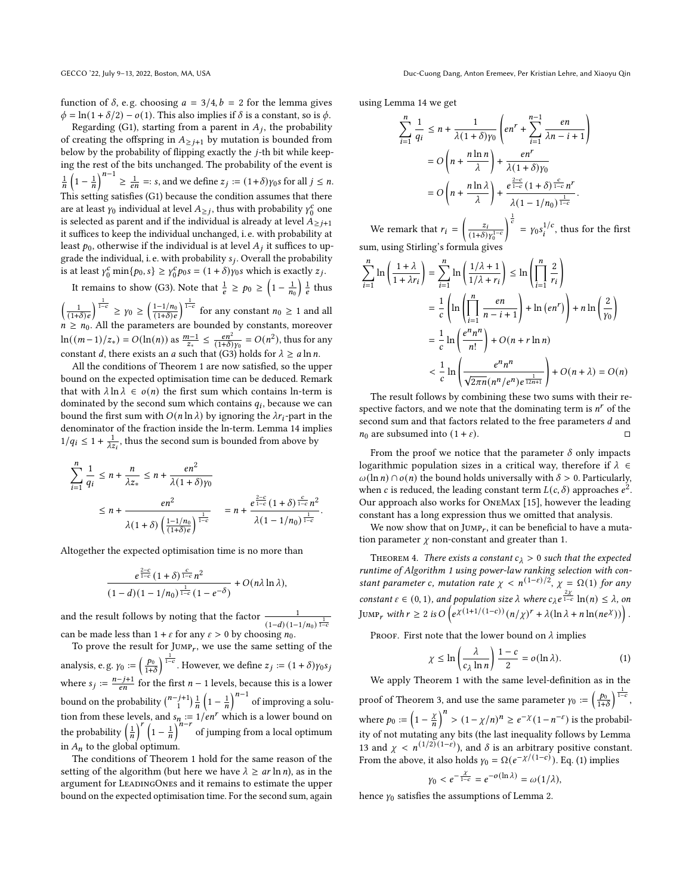function of $\delta$, e.g. choosing $a = 3/4, b = 2$ for the lemma gives $\phi = \ln(1 + \delta/2) - o(1)$. This also implies if $\delta$ is a constant, so is $\phi$.

Regarding (G1), starting from a parent in $A_j$, the probability of creating the offspring in $A_{\geq j+1}$ by mutation is bounded from below by the probability of flipping exactly the $j$-th bit while keeping the rest of the bits unchanged. The probability of the event is $\frac{1}{n}\left(1 - \frac{1}{n}\right)^{n-1} \geq \frac{1}{en} =: s$, and we define $z_j := (1+\delta)\gamma_0 s$ for all $j \leq n$. This setting satisfies (G1) because the condition assumes that there are at least $\gamma_0$ individual at level $A_{\geq j}$, thus with probability $\gamma_0^c$ one is selected as parent and if the individual is already at level $A_{\geq j+1}$ it suffices to keep the individual unchanged, i.e. with probability at least $p_0$, otherwise if the individual is at level $A_j$ it suffices to upgrade the individual, i.e. with probability $s_j$. Overall the probability is at least $\gamma_0^c \min\{p_0, s\} \geq \gamma_0^c p_0 s = (1+\delta)\gamma_0 s$ which is exactly $z_j$.

It remains to show (G3). Note that $\frac{1}{e} \geq p_0 \geq \left(1 - \frac{1}{n_0}\right)\frac{1}{e}$ thus $\left(\frac{1}{(1+\delta)e}\right)^{\frac{1}{1-c}} \geq \gamma_0 \geq \left(\frac{1-1/n_0}{(1+\delta)e}\right)^{\frac{1}{1-c}}$ for any constant $n_0 \geq 1$ and all $n \geq n_0$. All the parameters are bounded by constants, moreover $\ln((m-1)/z_*) = O(\ln(n))$ as $\frac{m-1}{z_*} \leq \frac{en^2}{(1+\delta)\gamma_0} = O(n^2)$, thus for any constant $d$, there exists an $a$ such that (G3) holds for $\lambda \geq a \ln n$.

All the conditions of Theorem 1 are now satisfied, so the upper bound on the expected optimisation time can be deduced. Remark that with $\lambda \ln \lambda \in o(n)$ the first sum which contains ln-term is dominated by the second sum which contains $q_i$, because we can bound the first sum with $O(n \ln \lambda)$ by ignoring the $\lambda r_i$-part in the denominator of the fraction inside the ln-term. Lemma 14 implies $1/q_i \leq 1 + \frac{1}{\lambda z_i}$, thus the second sum is bounded from above by

$$
\begin{aligned}
\sum_{i=1}^{n} \frac{1}{q_i} &\leq n + \frac{n}{\lambda z_*} \leq n + \frac{en^2}{\lambda(1+\delta)\gamma_0} \\
&\leq n + \frac{en^2}{\lambda(1+\delta)\left(\frac{1-1/n_0}{(1+\delta)e}\right)^{\frac{1}{1-c}}} = n + \frac{e^{\frac{2-c}{1-c}}(1+\delta)^{\frac{c}{1-c}} n^2}{\lambda(1-1/n_0)^{\frac{1}{1-c}}}.
\end{aligned}
$$

Altogether the expected optimisation time is no more than

$$
\frac{e^{\frac{2-c}{1-c}}(1+\delta)^{\frac{c}{1-c}} n^2}{(1-d)(1-1/n_0)^{\frac{1}{1-c}}(1-e^{-\delta})} + O(n\lambda \ln \lambda),
$$

and the result follows by noting that the factor $\frac{1}{(1-d)(1-1/n_0)^{\frac{1}{1-c}}}$ can be made less than $1 + \varepsilon$ for any $\varepsilon > 0$ by choosing $n_0$.

To prove the result for Jump$_r$, we use the same setting of the analysis, e.g. $\gamma_0 := \left(\frac{p_0}{1+\delta}\right)^{\frac{1}{1-c}}$. However, we define $z_j := (1+\delta)\gamma_0 s_j$ where $s_j := \frac{n-j+1}{en}$ for the first $n-1$ levels, because this is a lower bound on the probability $\binom{n-j+1}{1}\frac{1}{n}\left(1 - \frac{1}{n}\right)^{n-1}$ of improving a solution from these levels, and $s_n := 1/en^r$ which is a lower bound on the probability $\left(\frac{1}{n}\right)^r\left(1 - \frac{1}{n}\right)^{n-r}$ of jumping from a local optimum in $A_n$ to the global optimum.

The conditions of Theorem 1 hold for the same reason of the setting of the algorithm (but here we have $\lambda \geq ar \ln n$), as in the argument for LeadingOnes and it remains to estimate the upper bound on the expected optimisation time. For the second sum, again using Lemma 14 we get

$$
\begin{aligned}
\sum_{i=1}^{n} \frac{1}{q_i} &\leq n + \frac{1}{\lambda(1+\delta)\gamma_0}\left(en^r + \sum_{i=1}^{n-1} \frac{en}{\lambda n - i + 1}\right) \\
&= O\left(n + \frac{n \ln n}{\lambda}\right) + \frac{en^r}{\lambda(1+\delta)\gamma_0} \\
&= O\left(n + \frac{n \ln \lambda}{\lambda}\right) + \frac{e^{\frac{2-c}{1-c}}(1+\delta)^{\frac{c}{1-c}} n^r}{\lambda(1-1/n_0)^{\frac{1}{1-c}}}.
\end{aligned}
$$

We remark that $r_i = \left(\frac{z_i}{(1+\delta)\gamma_0^{1-c}}\right)^{\frac{1}{c}} = \gamma_0 s_i^{1/c}$, thus for the first sum, using Stirling's formula gives

$$
\begin{aligned}
\sum_{i=1}^{n} \ln\left(\frac{1+\lambda}{1+\lambda r_i}\right) &= \sum_{i=1}^{n} \ln\left(\frac{1/\lambda + 1}{1/\lambda + r_i}\right) \leq \ln\left(\prod_{i=1}^{n} \frac{2}{r_i}\right) \\
&= \frac{1}{c}\left(\ln\left(\prod_{i=1}^{n} \frac{en}{n-i+1}\right) + \ln\left(en^r\right)\right) + n \ln\left(\frac{2}{\gamma_0}\right) \\
&= \frac{1}{c}\ln\left(\frac{e^n n^n}{n!}\right) + O(n + r \ln n) \\
&< \frac{1}{c}\ln\left(\frac{e^n n^n}{\sqrt{2\pi n}(n^n/e^n)e^{\frac{1}{12n+1}}}\right) + O(n + \lambda) = O(n)
\end{aligned}
$$

The result follows by combining these two sums with their respective factors, and we note that the dominating term is $n^r$ of the second sum and that factors related to the free parameters $d$ and $n_0$ are subsumed into $(1 + \varepsilon)$. $\square$

From the proof we notice that the parameter $\delta$ only impacts logarithmic population sizes in a critical way, therefore if $\lambda \in \omega(\ln n) \cap o(n)$ the bound holds universally with $\delta > 0$. Particularly, when $c$ is reduced, the leading constant term $L(c, \delta)$ approaches $e^2$. Our approach also works for OneMax [15], however the leading constant has a long expression thus we omitted that analysis.

We now show that on Jump$_r$, it can be beneficial to have a mutation parameter $\chi$ non-constant and greater than 1.

Theorem 4. *There exists a constant $c_\lambda > 0$ such that the expected runtime of Algorithm 1 using power-law ranking selection with constant parameter $c$, mutation rate $\chi < n^{(1-\varepsilon)/2}$, $\chi = \Omega(1)$ for any constant $\varepsilon \in (0, 1)$, and population size $\lambda$ where $c_\lambda e^{\frac{2\chi}{1-c}} \ln(n) \leq \lambda$, on* Jump$_r$ *with $r \geq 2$ is $O\left(e^{\chi(1+1/(1-c))}(n/\chi)^r + \lambda(\ln \lambda + n \ln(ne^\chi))\right)$.*

Proof. First note that the lower bound on $\lambda$ implies

$$
\chi \leq \ln\left(\frac{\lambda}{c_\lambda \ln n}\right)\frac{1-c}{2} = o(\ln \lambda). \tag{1}
$$

We apply Theorem 1 with the same level-definition as in the proof of Theorem 3, and use the same parameter $\gamma_0 := \left(\frac{p_0}{1+\delta}\right)^{\frac{1}{1-c}}$, where $p_0 := \left(1 - \frac{\chi}{n}\right)^n > (1 - \chi/n)^n \geq e^{-\chi}(1 - n^{-\varepsilon})$ is the probability of not mutating any bits (the last inequality follows by Lemma 13 and $\chi < n^{(1/2)(1-\varepsilon)}$), and $\delta$ is an arbitrary positive constant. From the above, it also holds $\gamma_0 = \Omega(e^{-\chi/(1-c)})$. Eq. (1) implies

$$
\gamma_0 < e^{-\frac{\chi}{1-c}} = e^{-o(\ln \lambda)} = \omega(1/\lambda),
$$

hence $\gamma_0$ satisfies the assumptions of Lemma 2.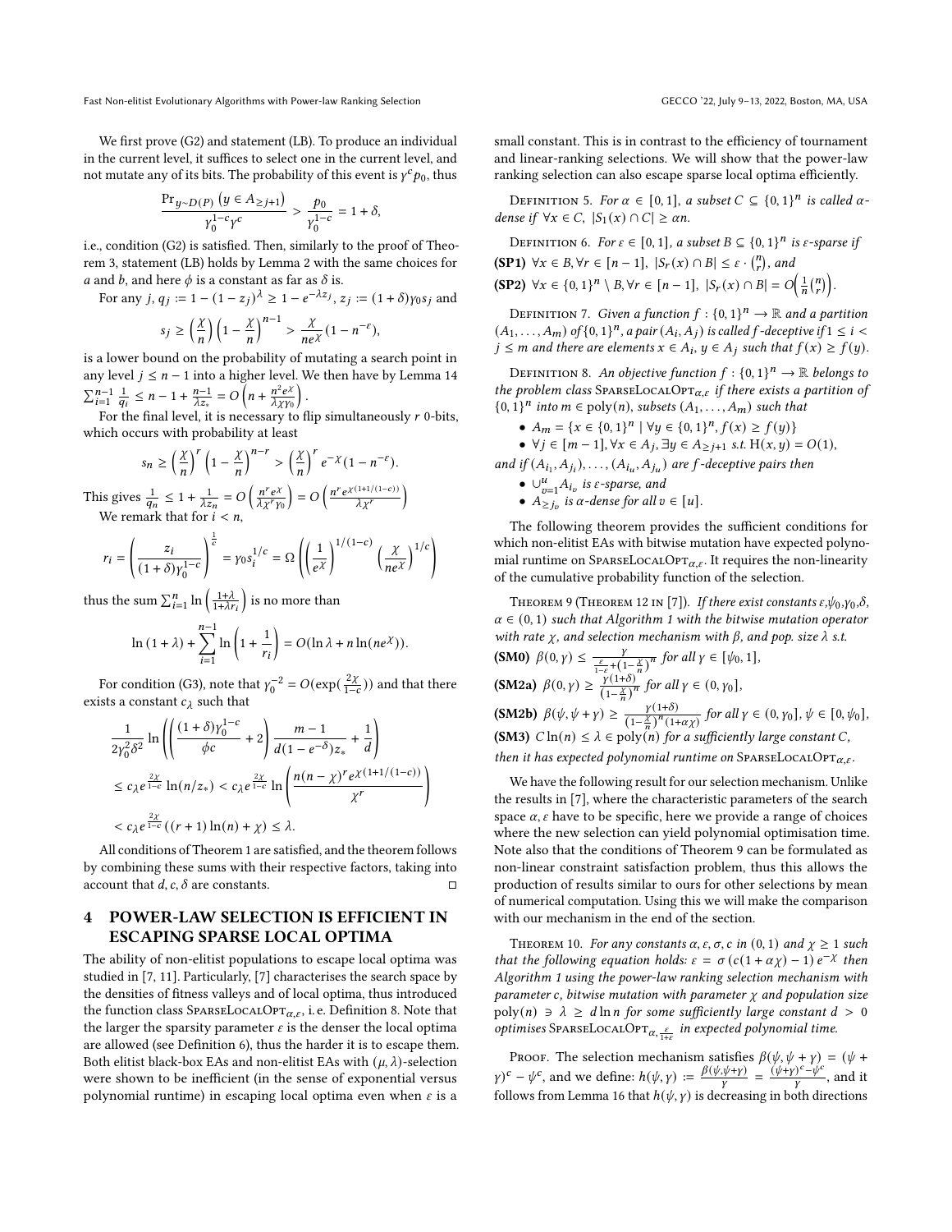We first prove (G2) and statement (LB). To produce an individual in the current level, it suffices to select one in the current level, and not mutate any of its bits. The probability of this event is $\gamma^c p_0$, thus

$$\frac{\Pr_{y\sim D(P)}\left(y \in A_{\geq j+1}\right)}{\gamma_0^{1-c}\gamma^c} > \frac{p_0}{\gamma_0^{1-c}} = 1+\delta,$$

i.e., condition (G2) is satisfied. Then, similarly to the proof of Theorem 3, statement (LB) holds by Lemma 2 with the same choices for $a$ and $b$, and here $\phi$ is a constant as far as $\delta$ is.

For any $j$, $q_j := 1-(1-z_j)^\lambda \geq 1-e^{-\lambda z_j}$, $z_j := (1+\delta)\gamma_0 s_j$ and

$$s_j \geq \left(\frac{\chi}{n}\right)\left(1-\frac{\chi}{n}\right)^{n-1} > \frac{\chi}{ne^\chi}(1-n^{-\varepsilon}),$$

is a lower bound on the probability of mutating a search point in any level $j \leq n-1$ into a higher level. We then have by Lemma 14 $\sum_{i=1}^{n-1}\frac{1}{q_i} \leq n-1+\frac{n-1}{\lambda z_*} = O\left(n+\frac{n^2e^\chi}{\lambda\chi\gamma_0}\right)$.

For the final level, it is necessary to flip simultaneously $r$ 0-bits, which occurs with probability at least

$$s_n \geq \left(\frac{\chi}{n}\right)^r\left(1-\frac{\chi}{n}\right)^{n-r} > \left(\frac{\chi}{n}\right)^r e^{-\chi}(1-n^{-\varepsilon}).$$

This gives $\frac{1}{q_n} \leq 1+\frac{1}{\lambda z_n} = O\left(\frac{n^r e^\chi}{\lambda\chi^r\gamma_0}\right) = O\left(\frac{n^r e^{\chi(1+1/(1-c))}}{\lambda\chi^r}\right)$

We remark that for $i<n$,

$$r_i = \left(\frac{z_i}{(1+\delta)\gamma_0^{1-c}}\right)^{\frac{1}{c}} = \gamma_0 s_i^{1/c} = \Omega\left(\left(\frac{1}{e^\chi}\right)^{1/(1-c)}\left(\frac{\chi}{ne^\chi}\right)^{1/c}\right)$$

thus the sum $\sum_{i=1}^n \ln\left(\frac{1+\lambda}{1+\lambda r_i}\right)$ is no more than

$$\ln(1+\lambda)+\sum_{i=1}^{n-1}\ln\left(1+\frac{1}{r_i}\right) = O(\ln\lambda + n\ln(ne^\chi)).$$

For condition (G3), note that $\gamma_0^{-2} = O(\exp(\frac{2\chi}{1-c}))$ and that there exists a constant $c_\lambda$ such that

$$\begin{aligned}
&\frac{1}{2\gamma_0^2\delta^2}\ln\left(\left(\frac{(1+\delta)\gamma_0^{1-c}}{\phi c}+2\right)\frac{m-1}{d(1-e^{-\delta})z_*}+\frac{1}{d}\right)\\
&\leq c_\lambda e^{\frac{2\chi}{1-c}}\ln(n/z_*) < c_\lambda e^{\frac{2\chi}{1-c}}\ln\left(\frac{n(n-\chi)^r e^{\chi(1+1/(1-c))}}{\chi^r}\right)\\
&< c_\lambda e^{\frac{2\chi}{1-c}}((r+1)\ln(n)+\chi) \leq \lambda.
\end{aligned}$$

All conditions of Theorem 1 are satisfied, and the theorem follows by combining these sums with their respective factors, taking into account that $d, c, \delta$ are constants. □

## 4 POWER-LAW SELECTION IS EFFICIENT IN ESCAPING SPARSE LOCAL OPTIMA

The ability of non-elitist populations to escape local optima was studied in [7, 11]. Particularly, [7] characterises the search space by the densities of fitness valleys and of local optima, thus introduced the function class $\text{SparseLocalOpt}_{\alpha,\varepsilon}$, i.e. Definition 8. Note that the larger the sparsity parameter $\varepsilon$ is the denser the local optima are allowed (see Definition 6), thus the harder it is to escape them. Both elitist black-box EAs and non-elitist EAs with $(\mu,\lambda)$-selection were shown to be inefficient (in the sense of exponential versus polynomial runtime) in escaping local optima even when $\varepsilon$ is a small constant. This is in contrast to the efficiency of tournament and linear-ranking selections. We will show that the power-law ranking selection can also escape sparse local optima efficiently.

Definition 5. *For $\alpha \in [0,1]$, a subset $C \subseteq \{0,1\}^n$ is called $\alpha$-dense if $\forall x \in C$, $|S_1(x)\cap C| \geq \alpha n$.*

Definition 6. *For $\varepsilon \in [0,1]$, a subset $B \subseteq \{0,1\}^n$ is $\varepsilon$-sparse if*

**(SP1)** $\forall x \in B, \forall r \in [n-1]$, $|S_r(x)\cap B| \leq \varepsilon\cdot\binom{n}{r}$, and

**(SP2)** $\forall x \in \{0,1\}^n\setminus B, \forall r\in[n-1]$, $|S_r(x)\cap B| = O\left(\frac{1}{n}\binom{n}{r}\right)$.

Definition 7. *Given a function $f:\{0,1\}^n\to\mathbb{R}$ and a partition $(A_1,\ldots,A_m)$ of $\{0,1\}^n$, a pair $(A_i,A_j)$ is called $f$-deceptive if $1\leq i < j \leq m$ and there are elements $x\in A_i$, $y\in A_j$ such that $f(x)\geq f(y)$.*

Definition 8. *An objective function $f:\{0,1\}^n\to\mathbb{R}$ belongs to the problem class $\text{SparseLocalOpt}_{\alpha,\varepsilon}$ if there exists a partition of $\{0,1\}^n$ into $m\in\text{poly}(n)$, subsets $(A_1,\ldots,A_m)$ such that*

- $A_m = \{x\in\{0,1\}^n \mid \forall y\in\{0,1\}^n, f(x)\geq f(y)\}$
- $\forall j\in[m-1], \forall x\in A_j, \exists y\in A_{\geq j+1}$ *s.t.* $\text{H}(x,y) = O(1)$,

*and if $(A_{i_1},A_{j_1}),\ldots,(A_{i_u},A_{j_u})$ are $f$-deceptive pairs then*

- $\cup_{v=1}^u A_{i_v}$ *is $\varepsilon$-sparse, and*
- $A_{\geq j_v}$ *is $\alpha$-dense for all $v\in[u]$.*

The following theorem provides the sufficient conditions for which non-elitist EAs with bitwise mutation have expected polynomial runtime on $\text{SparseLocalOpt}_{\alpha,\varepsilon}$. It requires the non-linearity of the cumulative probability function of the selection.

Theorem 9 (Theorem 12 in [7]). *If there exist constants $\varepsilon,\psi_0,\gamma_0,\delta$, $\alpha\in(0,1)$ such that Algorithm 1 with the bitwise mutation operator with rate $\chi$, and selection mechanism with $\beta$, and pop. size $\lambda$ s.t.*

**(SM0)** $\beta(0,\gamma) \leq \frac{\gamma}{\frac{\varepsilon}{1-\varepsilon}+\left(1-\frac{\chi}{n}\right)^n}$ *for all $\gamma\in[\psi_0,1]$,*

**(SM2a)** $\beta(0,\gamma)\geq\frac{\gamma(1+\delta)}{\left(1-\frac{\chi}{n}\right)^n}$ *for all $\gamma\in(0,\gamma_0]$,*

**(SM2b)** $\beta(\psi,\psi+\gamma)\geq\frac{\gamma(1+\delta)}{(1-\frac{\chi}{n})^n(1+\alpha\chi)}$ *for all $\gamma\in(0,\gamma_0]$, $\psi\in[0,\psi_0]$,*

**(SM3)** $C\ln(n)\leq\lambda\in\text{poly}(n)$ *for a sufficiently large constant $C$,*

*then it has expected polynomial runtime on $\text{SparseLocalOpt}_{\alpha,\varepsilon}$.*

We have the following result for our selection mechanism. Unlike the results in [7], where the characteristic parameters of the search space $\alpha,\varepsilon$ have to be specific, here we provide a range of choices where the new selection can yield polynomial optimisation time. Note also that the conditions of Theorem 9 can be formulated as non-linear constraint satisfaction problem, thus this allows the production of results similar to ours for other selections by mean of numerical computation. Using this we will make the comparison with our mechanism in the end of the section.

Theorem 10. *For any constants $\alpha,\varepsilon,\sigma,c$ in $(0,1)$ and $\chi\geq 1$ such that the following equation holds: $\varepsilon = \sigma(c(1+\alpha\chi)-1)e^{-\chi}$ then Algorithm 1 using the power-law ranking selection mechanism with parameter $c$, bitwise mutation with parameter $\chi$ and population size $\text{poly}(n)\ni\lambda\geq d\ln n$ for some sufficiently large constant $d>0$ optimises $\text{SparseLocalOpt}_{\alpha,\frac{\varepsilon}{1+\varepsilon}}$ in expected polynomial time.*

Proof. The selection mechanism satisfies $\beta(\psi,\psi+\gamma) = (\psi+\gamma)^c-\psi^c$, and we define: $h(\psi,\gamma) := \frac{\beta(\psi,\psi+\gamma)}{\gamma} = \frac{(\psi+\gamma)^c-\psi^c}{\gamma}$, and it follows from Lemma 16 that $h(\psi,\gamma)$ is decreasing in both directions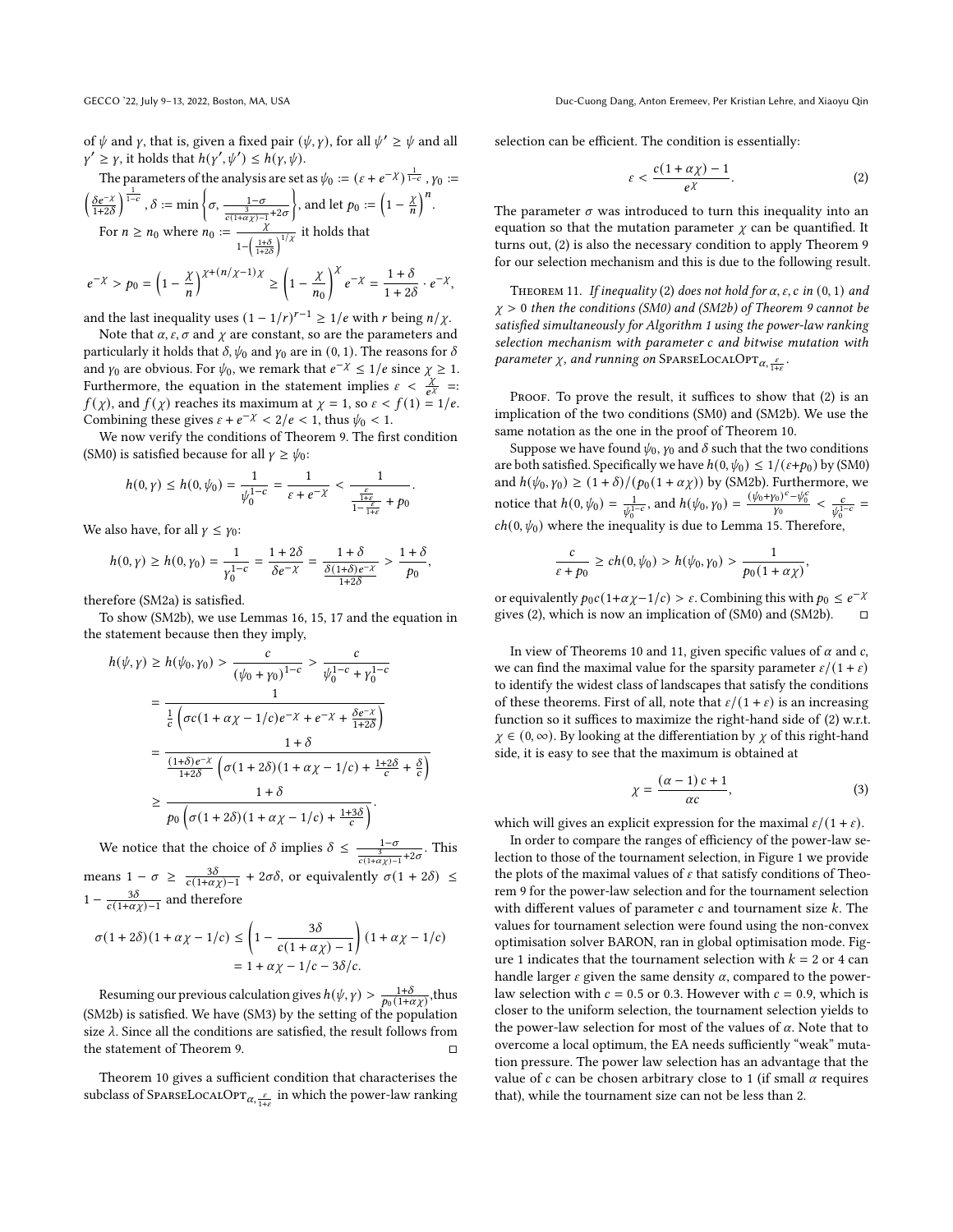of $\psi$ and $\gamma$, that is, given a fixed pair $(\psi, \gamma)$, for all $\psi' \geq \psi$ and all $\gamma' \geq \gamma$, it holds that $h(\gamma', \psi') \leq h(\gamma, \psi)$.

The parameters of the analysis are set as $\psi_0 := (\varepsilon + e^{-\chi})^{\frac{1}{1-c}}$, $\gamma_0 := \left(\frac{\delta e^{-\chi}}{1+2\delta}\right)^{\frac{1}{1-c}}$, $\delta := \min\left\{\sigma, \frac{1-\sigma}{\frac{3}{c(1+\alpha\chi)-1}+2\sigma}\right\}$, and let $p_0 := \left(1 - \frac{\chi}{n}\right)^n$.

For $n \geq n_0$ where $n_0 := \frac{\chi}{1-\left(\frac{1+\delta}{1+2\delta}\right)^{1/\chi}}$ it holds that

$$e^{-\chi} > p_0 = \left(1 - \frac{\chi}{n}\right)^{\chi+(n/\chi-1)\chi} \geq \left(1 - \frac{\chi}{n_0}\right)^{\chi} e^{-\chi} = \frac{1+\delta}{1+2\delta} \cdot e^{-\chi},$$

and the last inequality uses $(1 - 1/r)^{r-1} \geq 1/e$ with $r$ being $n/\chi$.

Note that $\alpha, \varepsilon, \sigma$ and $\chi$ are constant, so are the parameters and particularly it holds that $\delta, \psi_0$ and $\gamma_0$ are in $(0, 1)$. The reasons for $\delta$ and $\gamma_0$ are obvious. For $\psi_0$, we remark that $e^{-\chi} \leq 1/e$ since $\chi \geq 1$. Furthermore, the equation in the statement implies $\varepsilon < \frac{\chi}{e^{\chi}} =: f(\chi)$, and $f(\chi)$ reaches its maximum at $\chi = 1$, so $\varepsilon < f(1) = 1/e$. Combining these gives $\varepsilon + e^{-\chi} < 2/e < 1$, thus $\psi_0 < 1$.

We now verify the conditions of Theorem 9. The first condition (SM0) is satisfied because for all $\gamma \geq \psi_0$:

$$h(0, \gamma) \leq h(0, \psi_0) = \frac{1}{\psi_0^{1-c}} = \frac{1}{\varepsilon + e^{-\chi}} < \frac{1}{\frac{\frac{\varepsilon}{1+\varepsilon}}{1-\frac{\varepsilon}{1+\varepsilon}} + p_0}.$$

We also have, for all $\gamma \leq \gamma_0$:

$$h(0, \gamma) \geq h(0, \gamma_0) = \frac{1}{\gamma_0^{1-c}} = \frac{1+2\delta}{\delta e^{-\chi}} = \frac{1+\delta}{\frac{\delta(1+\delta)e^{-\chi}}{1+2\delta}} > \frac{1+\delta}{p_0},$$

therefore (SM2a) is satisfied.

To show (SM2b), we use Lemmas 16, 15, 17 and the equation in the statement because then they imply,

$$\begin{aligned}
h(\psi, \gamma) \geq h(\psi_0, \gamma_0) &> \frac{c}{(\psi_0 + \gamma_0)^{1-c}} > \frac{c}{\psi_0^{1-c} + \gamma_0^{1-c}} \\
&= \frac{1}{\frac{1}{c}\left(\sigma c(1 + \alpha\chi - 1/c)e^{-\chi} + e^{-\chi} + \frac{\delta e^{-\chi}}{1+2\delta}\right)} \\
&= \frac{1+\delta}{\frac{(1+\delta)e^{-\chi}}{1+2\delta}\left(\sigma(1+2\delta)(1+\alpha\chi-1/c) + \frac{1+2\delta}{c} + \frac{\delta}{c}\right)} \\
&\geq \frac{1+\delta}{p_0\left(\sigma(1+2\delta)(1+\alpha\chi-1/c) + \frac{1+3\delta}{c}\right)}.
\end{aligned}$$

We notice that the choice of $\delta$ implies $\delta \leq \frac{1-\sigma}{\frac{3}{c(1+\alpha\chi)-1}+2\sigma}$. This means $1 - \sigma \geq \frac{3\delta}{c(1+\alpha\chi)-1} + 2\sigma\delta$, or equivalently $\sigma(1 + 2\delta) \leq 1 - \frac{3\delta}{c(1+\alpha\chi)-1}$ and therefore

$$\begin{aligned}
\sigma(1+2\delta)(1+\alpha\chi-1/c) &\leq \left(1 - \frac{3\delta}{c(1+\alpha\chi)-1}\right)(1+\alpha\chi-1/c) \\
&= 1 + \alpha\chi - 1/c - 3\delta/c.
\end{aligned}$$

Resuming our previous calculation gives $h(\psi, \gamma) > \frac{1+\delta}{p_0(1+\alpha\chi)}$, thus (SM2b) is satisfied. We have (SM3) by the setting of the population size $\lambda$. Since all the conditions are satisfied, the result follows from the statement of Theorem 9. $\square$

Theorem 10 gives a sufficient condition that characterises the subclass of $\text{SparseLocalOpt}_{\alpha, \frac{\varepsilon}{1+\varepsilon}}$ in which the power-law ranking selection can be efficient. The condition is essentially:

$$\varepsilon < \frac{c(1 + \alpha\chi) - 1}{e^{\chi}}. \tag{2}$$

The parameter $\sigma$ was introduced to turn this inequality into an equation so that the mutation parameter $\chi$ can be quantified. It turns out, (2) is also the necessary condition to apply Theorem 9 for our selection mechanism and this is due to the following result.

**Theorem 11.** *If inequality (2) does not hold for $\alpha, \varepsilon, c$ in $(0, 1)$ and $\chi > 0$ then the conditions (SM0) and (SM2b) of Theorem 9 cannot be satisfied simultaneously for Algorithm 1 using the power-law ranking selection mechanism with parameter $c$ and bitwise mutation with parameter $\chi$, and running on $\text{SparseLocalOpt}_{\alpha, \frac{\varepsilon}{1+\varepsilon}}$.*

*Proof.* To prove the result, it suffices to show that (2) is an implication of the two conditions (SM0) and (SM2b). We use the same notation as the one in the proof of Theorem 10.

Suppose we have found $\psi_0, \gamma_0$ and $\delta$ such that the two conditions are both satisfied. Specifically we have $h(0, \psi_0) \leq 1/(\varepsilon + p_0)$ by (SM0) and $h(\psi_0, \gamma_0) \geq (1+\delta)/(p_0(1+\alpha\chi))$ by (SM2b). Furthermore, we notice that $h(0, \psi_0) = \frac{1}{\psi_0^{1-c}}$, and $h(\psi_0, \gamma_0) = \frac{(\psi_0+\gamma_0)^c - \psi_0^c}{\gamma_0} < \frac{c}{\psi_0^{1-c}} = ch(0, \psi_0)$ where the inequality is due to Lemma 15. Therefore,

$$\frac{c}{\varepsilon + p_0} \geq ch(0, \psi_0) > h(\psi_0, \gamma_0) > \frac{1}{p_0(1+\alpha\chi)},$$

or equivalently $p_0 c(1+\alpha\chi - 1/c) > \varepsilon$. Combining this with $p_0 \leq e^{-\chi}$ gives (2), which is now an implication of (SM0) and (SM2b). $\square$

In view of Theorems 10 and 11, given specific values of $\alpha$ and $c$, we can find the maximal value for the sparsity parameter $\varepsilon/(1+\varepsilon)$ to identify the widest class of landscapes that satisfy the conditions of these theorems. First of all, note that $\varepsilon/(1+\varepsilon)$ is an increasing function so it suffices to maximize the right-hand side of (2) w.r.t. $\chi \in (0, \infty)$. By looking at the differentiation by $\chi$ of this right-hand side, it is easy to see that the maximum is obtained at

$$\chi = \frac{(\alpha - 1)c + 1}{\alpha c}, \tag{3}$$

which will gives an explicit expression for the maximal $\varepsilon/(1+\varepsilon)$.

In order to compare the ranges of efficiency of the power-law selection to those of the tournament selection, in Figure 1 we provide the plots of the maximal values of $\varepsilon$ that satisfy conditions of Theorem 9 for the power-law selection and for the tournament selection with different values of parameter $c$ and tournament size $k$. The values for tournament selection were found using the non-convex optimisation solver BARON, ran in global optimisation mode. Figure 1 indicates that the tournament selection with $k = 2$ or 4 can handle larger $\varepsilon$ given the same density $\alpha$, compared to the power-law selection with $c = 0.5$ or 0.3. However with $c = 0.9$, which is closer to the uniform selection, the tournament selection yields to the power-law selection for most of the values of $\alpha$. Note that to overcome a local optimum, the EA needs sufficiently "weak" mutation pressure. The power law selection has an advantage that the value of $c$ can be chosen arbitrary close to 1 (if small $\alpha$ requires that), while the tournament size can not be less than 2.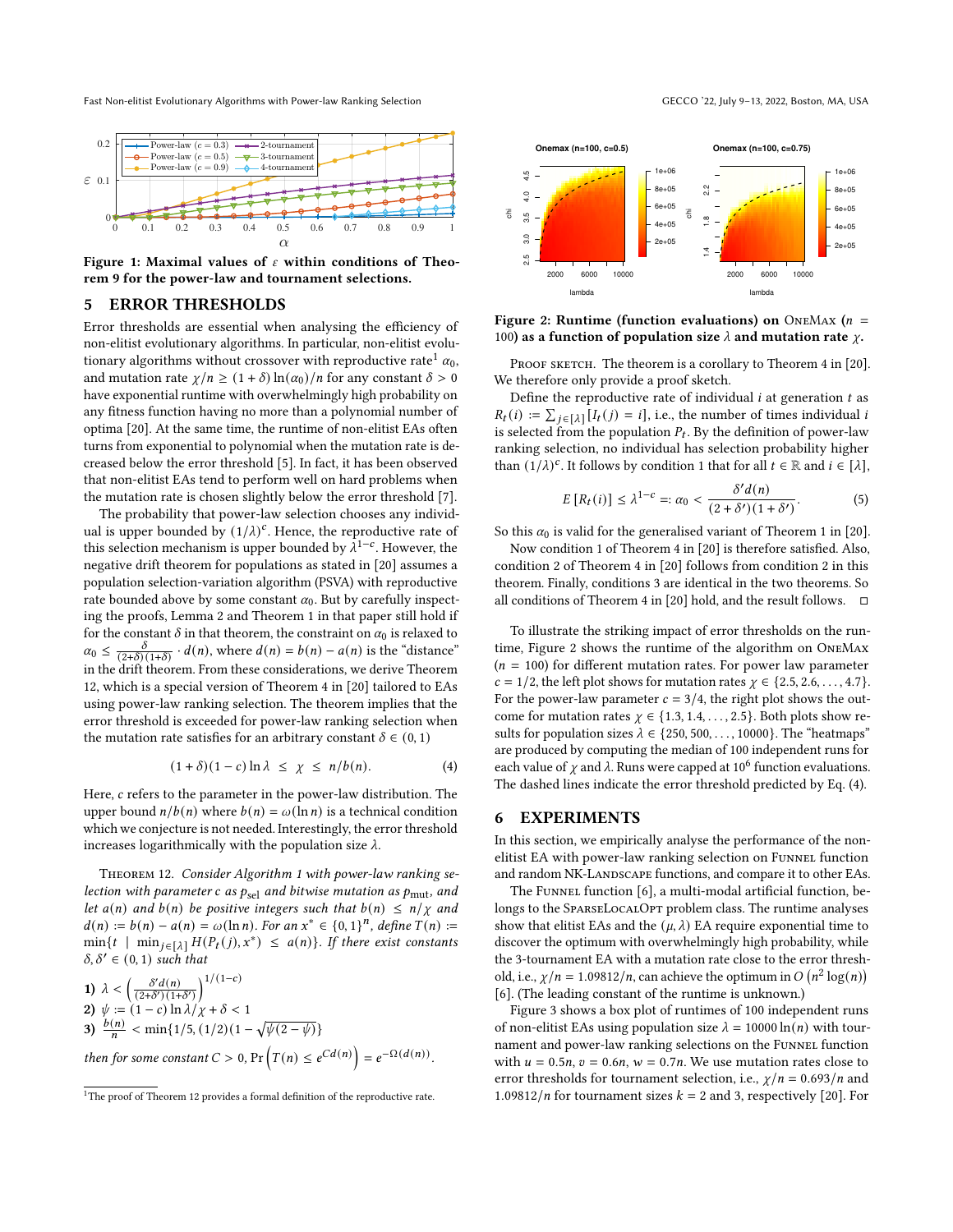Figure 1: Maximal values of $\varepsilon$ within conditions of Theorem 9 for the power-law and tournament selections.

## 5 ERROR THRESHOLDS

Error thresholds are essential when analysing the efficiency of non-elitist evolutionary algorithms. In particular, non-elitist evolutionary algorithms without crossover with reproductive rate[1] $\alpha_0$, and mutation rate $\chi/n \geq (1+\delta)\ln(\alpha_0)/n$ for any constant $\delta > 0$ have exponential runtime with overwhelmingly high probability on any fitness function having no more than a polynomial number of optima [20]. At the same time, the runtime of non-elitist EAs often turns from exponential to polynomial when the mutation rate is decreased below the error threshold [5]. In fact, it has been observed that non-elitist EAs tend to perform well on hard problems when the mutation rate is chosen slightly below the error threshold [7].

The probability that power-law selection chooses any individual is upper bounded by $(1/\lambda)^c$. Hence, the reproductive rate of this selection mechanism is upper bounded by $\lambda^{1-c}$. However, the negative drift theorem for populations as stated in [20] assumes a population selection-variation algorithm (PSVA) with reproductive rate bounded above by some constant $\alpha_0$. But by carefully inspecting the proofs, Lemma 2 and Theorem 1 in that paper still hold if for the constant $\delta$ in that theorem, the constraint on $\alpha_0$ is relaxed to $\alpha_0 \leq \frac{\delta}{(2+\delta)(1+\delta)} \cdot d(n)$, where $d(n) = b(n) - a(n)$ is the "distance" in the drift theorem. From these considerations, we derive Theorem 12, which is a special version of Theorem 4 in [20] tailored to EAs using power-law ranking selection. The theorem implies that the error threshold is exceeded for power-law ranking selection when the mutation rate satisfies for an arbitrary constant $\delta \in (0,1)$

$$(1+\delta)(1-c)\ln\lambda \;\leq\; \chi \;\leq\; n/b(n). \tag{4}$$

Here, $c$ refers to the parameter in the power-law distribution. The upper bound $n/b(n)$ where $b(n) = \omega(\ln n)$ is a technical condition which we conjecture is not needed. Interestingly, the error threshold increases logarithmically with the population size $\lambda$.

Theorem 12. *Consider Algorithm 1 with power-law ranking selection with parameter $c$ as $p_{\text{sel}}$ and bitwise mutation as $p_{\text{mut}}$, and let $a(n)$ and $b(n)$ be positive integers such that $b(n) \leq n/\chi$ and $d(n) := b(n) - a(n) = \omega(\ln n)$. For an $x^* \in \{0,1\}^n$, define $T(n) := \min\{t \mid \min_{j\in[\lambda]} H(P_t(j), x^*) \leq a(n)\}$. If there exist constants $\delta, \delta' \in (0,1)$ such that*

**1)** $\lambda < \left(\frac{\delta' d(n)}{(2+\delta')(1+\delta')}\right)^{1/(1-c)}$
**2)** $\psi := (1-c)\ln\lambda/\chi + \delta < 1$
**3)** $\frac{b(n)}{n} < \min\{1/5, (1/2)(1-\sqrt{\psi(2-\psi)}\}$

*then for some constant $C > 0$, $\Pr\left(T(n) \leq e^{Cd(n)}\right) = e^{-\Omega(d(n))}$.*

Figure 2: Runtime (function evaluations) on OneMax ($n = 100$) as a function of population size $\lambda$ and mutation rate $\chi$.

Proof sketch. The theorem is a corollary to Theorem 4 in [20]. We therefore only provide a proof sketch.

Define the reproductive rate of individual $i$ at generation $t$ as $R_t(i) := \sum_{j\in[\lambda]}[I_t(j) = i]$, i.e., the number of times individual $i$ is selected from the population $P_t$. By the definition of power-law ranking selection, no individual has selection probability higher than $(1/\lambda)^c$. It follows by condition 1 that for all $t \in \mathbb{R}$ and $i \in [\lambda]$,

$$E\left[R_t(i)\right] \leq \lambda^{1-c} =: \alpha_0 < \frac{\delta' d(n)}{(2+\delta')(1+\delta')}. \tag{5}$$

So this $\alpha_0$ is valid for the generalised variant of Theorem 1 in [20].

Now condition 1 of Theorem 4 in [20] is therefore satisfied. Also, condition 2 of Theorem 4 in [20] follows from condition 2 in this theorem. Finally, conditions 3 are identical in the two theorems. So all conditions of Theorem 4 in [20] hold, and the result follows. □

To illustrate the striking impact of error thresholds on the runtime, Figure 2 shows the runtime of the algorithm on OneMax ($n = 100$) for different mutation rates. For power law parameter $c = 1/2$, the left plot shows for mutation rates $\chi \in \{2.5, 2.6, \ldots, 4.7\}$. For the power-law parameter $c = 3/4$, the right plot shows the outcome for mutation rates $\chi \in \{1.3, 1.4, \ldots, 2.5\}$. Both plots show results for population sizes $\lambda \in \{250, 500, \ldots, 10000\}$. The "heatmaps" are produced by computing the median of 100 independent runs for each value of $\chi$ and $\lambda$. Runs were capped at $10^6$ function evaluations. The dashed lines indicate the error threshold predicted by Eq. (4).

## 6 EXPERIMENTS

In this section, we empirically analyse the performance of the non-elitist EA with power-law ranking selection on Funnel function and random NK-Landscape functions, and compare it to other EAs.

The Funnel function [6], a multi-modal artificial function, belongs to the SparseLocalOpt problem class. The runtime analyses show that elitist EAs and the $(\mu, \lambda)$ EA require exponential time to discover the optimum with overwhelmingly high probability, while the 3-tournament EA with a mutation rate close to the error threshold, i.e., $\chi/n = 1.09812/n$, can achieve the optimum in $O\left(n^2\log(n)\right)$ [6]. (The leading constant of the runtime is unknown.)

Figure 3 shows a box plot of runtimes of 100 independent runs of non-elitist EAs using population size $\lambda = 10000\ln(n)$ with tournament and power-law ranking selections on the Funnel function with $u = 0.5n$, $v = 0.6n$, $w = 0.7n$. We use mutation rates close to error thresholds for tournament selection, i.e., $\chi/n = 0.693/n$ and $1.09812/n$ for tournament sizes $k = 2$ and 3, respectively [20]. For

[1] The proof of Theorem 12 provides a formal definition of the reproductive rate.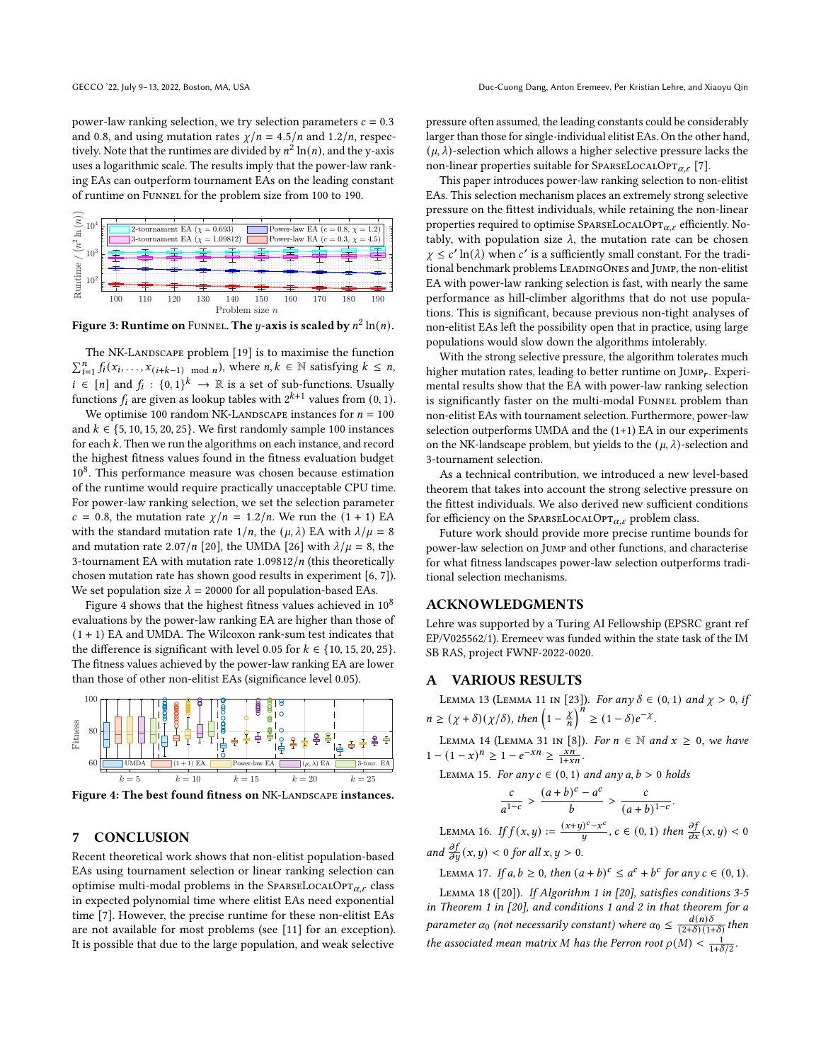power-law ranking selection, we try selection parameters $c = 0.3$ and $0.8$, and using mutation rates $\chi/n = 4.5/n$ and $1.2/n$, respectively. Note that the runtimes are divided by $n^2 \ln(n)$, and the y-axis uses a logarithmic scale. The results imply that the power-law ranking EAs can outperform tournament EAs on the leading constant of runtime on FUNNEL for the problem size from 100 to 190.

**Figure 3: Runtime on FUNNEL. The $y$-axis is scaled by $n^2 \ln(n)$.**

The NK-LANDSCAPE problem [19] is to maximise the function $\sum_{i=1}^{n} f_i(x_i, \ldots, x_{(i+k-1) \mod n})$, where $n, k \in \mathbb{N}$ satisfying $k \leq n$, $i \in [n]$ and $f_i : \{0,1\}^k \to \mathbb{R}$ is a set of sub-functions. Usually functions $f_i$ are given as lookup tables with $2^{k+1}$ values from $(0, 1)$.

We optimise 100 random NK-LANDSCAPE instances for $n = 100$ and $k \in \{5, 10, 15, 20, 25\}$. We first randomly sample 100 instances for each $k$. Then we run the algorithms on each instance, and record the highest fitness values found in the fitness evaluation budget $10^8$. This performance measure was chosen because estimation of the runtime would require practically unacceptable CPU time. For power-law ranking selection, we set the selection parameter $c = 0.8$, the mutation rate $\chi/n = 1.2/n$. We run the $(1+1)$ EA with the standard mutation rate $1/n$, the $(\mu, \lambda)$ EA with $\lambda/\mu = 8$ and mutation rate $2.07/n$ [20], the UMDA [26] with $\lambda/\mu = 8$, the 3-tournament EA with mutation rate $1.09812/n$ (this theoretically chosen mutation rate has shown good results in experiment [6, 7]). We set population size $\lambda = 20000$ for all population-based EAs.

Figure 4 shows that the highest fitness values achieved in $10^8$ evaluations by the power-law ranking EA are higher than those of the $(1+1)$ EA and UMDA. The Wilcoxon rank-sum test indicates that the difference is significant with level 0.05 for $k \in \{10, 15, 20, 25\}$. The fitness values achieved by the power-law ranking EA are lower than those of other non-elitist EAs (significance level 0.05).

**Figure 4: The best found fitness on NK-LANDSCAPE instances.**

## 7 CONCLUSION

Recent theoretical work shows that non-elitist population-based EAs using tournament selection or linear ranking selection can optimise multi-modal problems in the SPARSELOCALOPT$_{\alpha,\varepsilon}$ class in expected polynomial time where elitist EAs need exponential time [7]. However, the precise runtime for these non-elitist EAs are not available for most problems (see [11] for an exception). It is possible that due to the large population, and weak selective pressure often assumed, the leading constants could be considerably larger than those for single-individual elitist EAs. On the other hand, $(\mu, \lambda)$-selection which allows a higher selective pressure lacks the non-linear properties suitable for SPARSELOCALOPT$_{\alpha,\varepsilon}$ [7].

This paper introduces power-law ranking selection to non-elitist EAs. This selection mechanism places an extremely strong selective pressure on the fittest individuals, while retaining the non-linear properties required to optimise SPARSELOCALOPT$_{\alpha,\varepsilon}$ efficiently. Notably, with population size $\lambda$, the mutation rate can be chosen $\chi \leq c' \ln(\lambda)$ when $c'$ is a sufficiently small constant. For the traditional benchmark problems LEADINGONES and JUMP, the non-elitist EA with power-law ranking selection is fast, with nearly the same performance as hill-climber algorithms that do not use populations. This is significant, because previous non-tight analyses of non-elitist EAs left the possibility open that in practice, using large populations would slow down the algorithms intolerably.

With the strong selective pressure, the algorithm tolerates much higher mutation rates, leading to better runtime on JUMP$_r$. Experimental results show that the EA with power-law ranking selection is significantly faster on the multi-modal FUNNEL problem than non-elitist EAs with tournament selection. Furthermore, power-law selection outperforms UMDA and the (1+1) EA in our experiments on the NK-landscape problem, but yields to the $(\mu, \lambda)$-selection and 3-tournament selection.

As a technical contribution, we introduced a new level-based theorem that takes into account the strong selective pressure on the fittest individuals. We also derived new sufficient conditions for efficiency on the SPARSELOCALOPT$_{\alpha,\varepsilon}$ problem class.

Future work should provide more precise runtime bounds for power-law selection on JUMP and other functions, and characterise for what fitness landscapes power-law selection outperforms traditional selection mechanisms.

## ACKNOWLEDGMENTS

Lehre was supported by a Turing AI Fellowship (EPSRC grant ref EP/V025562/1). Eremeev was funded within the state task of the IM SB RAS, project FWNF-2022-0020.

## A VARIOUS RESULTS

LEMMA 13 (LEMMA 11 IN [23]). *For any $\delta \in (0, 1)$ and $\chi > 0$, if $n \geq (\chi + \delta)(\chi/\delta)$, then $\left(1 - \frac{\chi}{n}\right)^n \geq (1 - \delta)e^{-\chi}$.*

LEMMA 14 (LEMMA 31 IN [8]). *For $n \in \mathbb{N}$ and $x \geq 0$, we have $1 - (1 - x)^n \geq 1 - e^{-xn} \geq \frac{xn}{1+xn}$.*

LEMMA 15. *For any $c \in (0, 1)$ and any $a, b > 0$ holds*

$$\frac{c}{a^{1-c}} > \frac{(a+b)^c - a^c}{b} > \frac{c}{(a+b)^{1-c}}.$$

LEMMA 16. *If $f(x, y) := \frac{(x+y)^c - x^c}{y}$, $c \in (0, 1)$ then $\frac{\partial f}{\partial x}(x, y) < 0$ and $\frac{\partial f}{\partial y}(x, y) < 0$ for all $x, y > 0$.*

LEMMA 17. *If $a, b \geq 0$, then $(a + b)^c \leq a^c + b^c$ for any $c \in (0, 1)$.*

LEMMA 18 ([20]). *If Algorithm 1 in [20], satisfies conditions 3-5 in Theorem 1 in [20], and conditions 1 and 2 in that theorem for a parameter $\alpha_0$ (not necessarily constant) where $\alpha_0 \leq \frac{d(n)\delta}{(2+\delta)(1+\delta)}$ then the associated mean matrix $M$ has the Perron root $\rho(M) < \frac{1}{1+\delta/2}$.*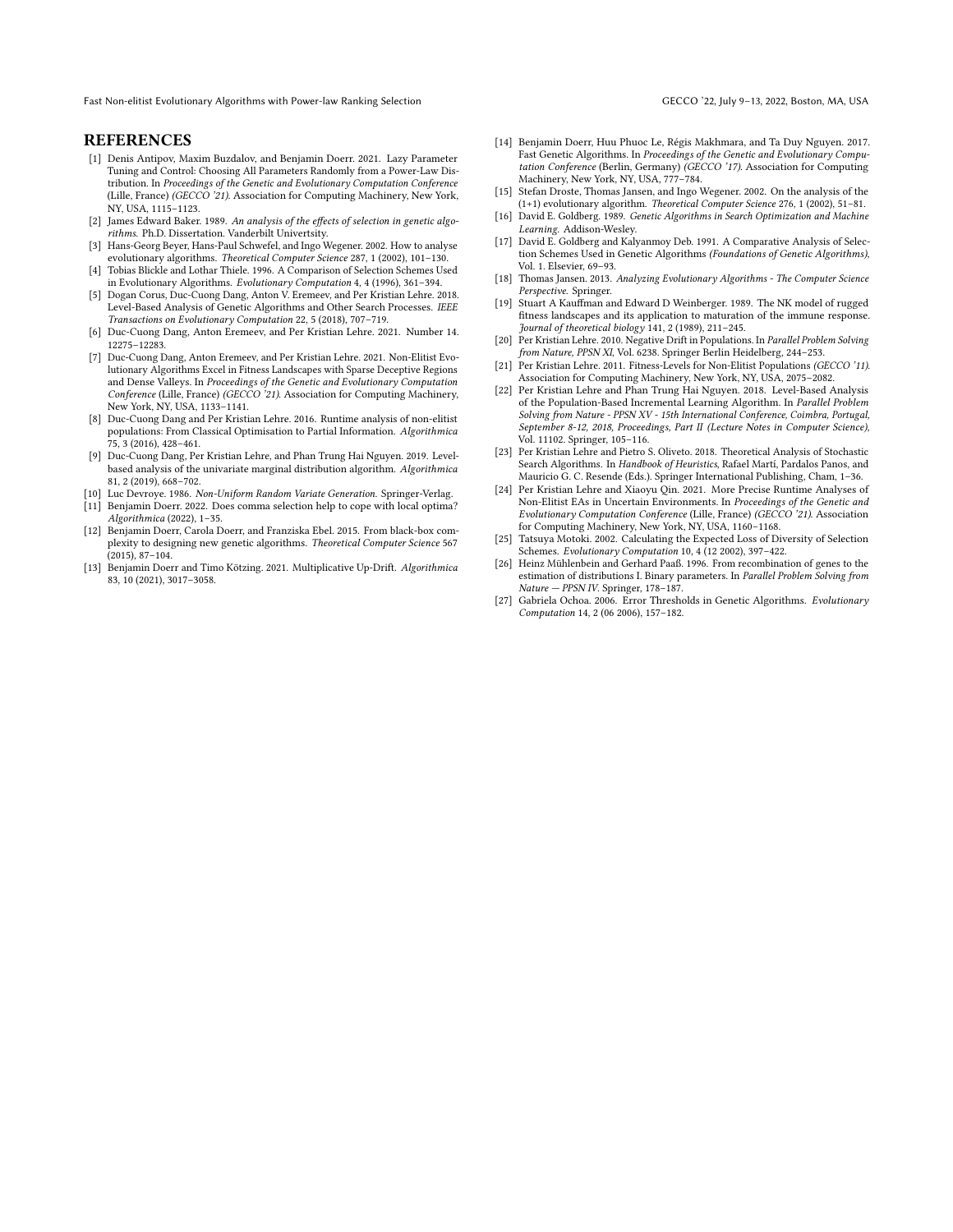## REFERENCES

[1] Denis Antipov, Maxim Buzdalov, and Benjamin Doerr. 2021. Lazy Parameter Tuning and Control: Choosing All Parameters Randomly from a Power-Law Distribution. In *Proceedings of the Genetic and Evolutionary Computation Conference* (Lille, France) *(GECCO '21)*. Association for Computing Machinery, New York, NY, USA, 1115–1123.

[2] James Edward Baker. 1989. *An analysis of the effects of selection in genetic algorithms*. Ph.D. Dissertation. Vanderbilt Univertsity.

[3] Hans-Georg Beyer, Hans-Paul Schwefel, and Ingo Wegener. 2002. How to analyse evolutionary algorithms. *Theoretical Computer Science* 287, 1 (2002), 101–130.

[4] Tobias Blickle and Lothar Thiele. 1996. A Comparison of Selection Schemes Used in Evolutionary Algorithms. *Evolutionary Computation* 4, 4 (1996), 361–394.

[5] Dogan Corus, Duc-Cuong Dang, Anton V. Eremeev, and Per Kristian Lehre. 2018. Level-Based Analysis of Genetic Algorithms and Other Search Processes. *IEEE Transactions on Evolutionary Computation* 22, 5 (2018), 707–719.

[6] Duc-Cuong Dang, Anton Eremeev, and Per Kristian Lehre. 2021. Number 14. 12275–12283.

[7] Duc-Cuong Dang, Anton Eremeev, and Per Kristian Lehre. 2021. Non-Elitist Evolutionary Algorithms Excel in Fitness Landscapes with Sparse Deceptive Regions and Dense Valleys. In *Proceedings of the Genetic and Evolutionary Computation Conference* (Lille, France) *(GECCO '21)*. Association for Computing Machinery, New York, NY, USA, 1133–1141.

[8] Duc-Cuong Dang and Per Kristian Lehre. 2016. Runtime analysis of non-elitist populations: From Classical Optimisation to Partial Information. *Algorithmica* 75, 3 (2016), 428–461.

[9] Duc-Cuong Dang, Per Kristian Lehre, and Phan Trung Hai Nguyen. 2019. Level-based analysis of the univariate marginal distribution algorithm. *Algorithmica* 81, 2 (2019), 668–702.

[10] Luc Devroye. 1986. *Non-Uniform Random Variate Generation*. Springer-Verlag.

[11] Benjamin Doerr. 2022. Does comma selection help to cope with local optima? *Algorithmica* (2022), 1–35.

[12] Benjamin Doerr, Carola Doerr, and Franziska Ebel. 2015. From black-box complexity to designing new genetic algorithms. *Theoretical Computer Science* 567 (2015), 87–104.

[13] Benjamin Doerr and Timo Kötzing. 2021. Multiplicative Up-Drift. *Algorithmica* 83, 10 (2021), 3017–3058.

[14] Benjamin Doerr, Huu Phuoc Le, Régis Makhmara, and Ta Duy Nguyen. 2017. Fast Genetic Algorithms. In *Proceedings of the Genetic and Evolutionary Computation Conference* (Berlin, Germany) *(GECCO '17)*. Association for Computing Machinery, New York, NY, USA, 777–784.

[15] Stefan Droste, Thomas Jansen, and Ingo Wegener. 2002. On the analysis of the (1+1) evolutionary algorithm. *Theoretical Computer Science* 276, 1 (2002), 51–81.

[16] David E. Goldberg. 1989. *Genetic Algorithms in Search Optimization and Machine Learning*. Addison-Wesley.

[17] David E. Goldberg and Kalyanmoy Deb. 1991. A Comparative Analysis of Selection Schemes Used in Genetic Algorithms *(Foundations of Genetic Algorithms)*, Vol. 1. Elsevier, 69–93.

[18] Thomas Jansen. 2013. *Analyzing Evolutionary Algorithms - The Computer Science Perspective*. Springer.

[19] Stuart A Kauffman and Edward D Weinberger. 1989. The NK model of rugged fitness landscapes and its application to maturation of the immune response. *Journal of theoretical biology* 141, 2 (1989), 211–245.

[20] Per Kristian Lehre. 2010. Negative Drift in Populations. In *Parallel Problem Solving from Nature, PPSN XI*, Vol. 6238. Springer Berlin Heidelberg, 244–253.

[21] Per Kristian Lehre. 2011. Fitness-Levels for Non-Elitist Populations *(GECCO '11)*. Association for Computing Machinery, New York, NY, USA, 2075–2082.

[22] Per Kristian Lehre and Phan Trung Hai Nguyen. 2018. Level-Based Analysis of the Population-Based Incremental Learning Algorithm. In *Parallel Problem Solving from Nature - PPSN XV - 15th International Conference, Coimbra, Portugal, September 8-12, 2018, Proceedings, Part II (Lecture Notes in Computer Science)*, Vol. 11102. Springer, 105–116.

[23] Per Kristian Lehre and Pietro S. Oliveto. 2018. Theoretical Analysis of Stochastic Search Algorithms. In *Handbook of Heuristics*, Rafael Martí, Pardalos Panos, and Mauricio G. C. Resende (Eds.). Springer International Publishing, Cham, 1–36.

[24] Per Kristian Lehre and Xiaoyu Qin. 2021. More Precise Runtime Analyses of Non-Elitist EAs in Uncertain Environments. In *Proceedings of the Genetic and Evolutionary Computation Conference* (Lille, France) *(GECCO '21)*. Association for Computing Machinery, New York, NY, USA, 1160–1168.

[25] Tatsuya Motoki. 2002. Calculating the Expected Loss of Diversity of Selection Schemes. *Evolutionary Computation* 10, 4 (12 2002), 397–422.

[26] Heinz Mühlenbein and Gerhard Paaß. 1996. From recombination of genes to the estimation of distributions I. Binary parameters. In *Parallel Problem Solving from Nature — PPSN IV*. Springer, 178–187.

[27] Gabriela Ochoa. 2006. Error Thresholds in Genetic Algorithms. *Evolutionary Computation* 14, 2 (06 2006), 157–182.